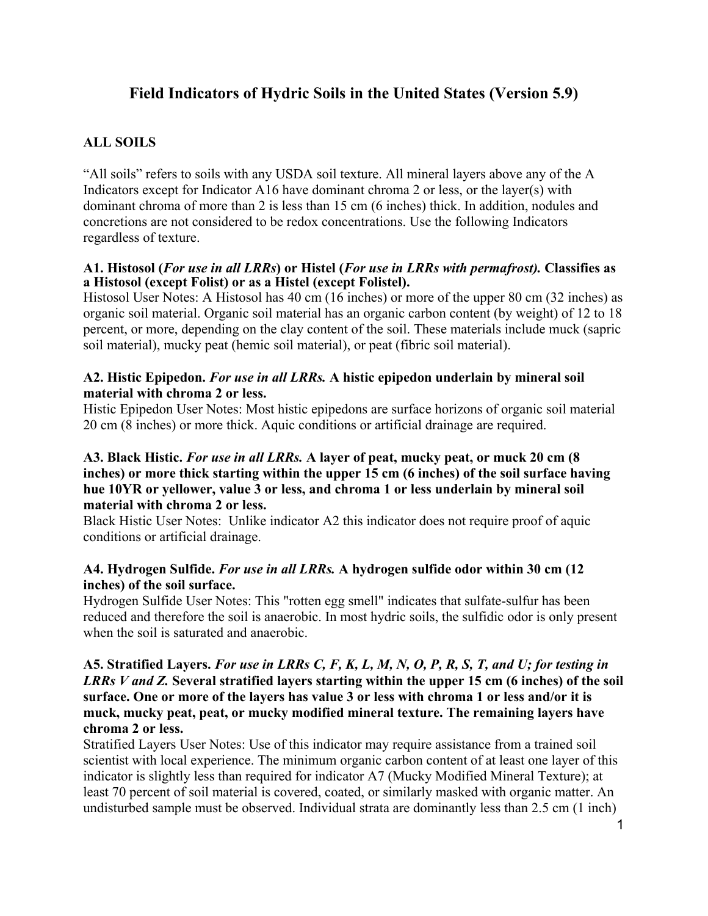# Field Indicators of Hydric Soils in the United States (Version 5.9)

## ALL SOILS

"All soils" refers to soils with any USDA soil texture. All mineral layers above any of the A Indicators except for Indicator A16 have dominant chroma 2 or less, or the layer(s) with dominant chroma of more than 2 is less than 15 cm (6 inches) thick. In addition, nodules and concretions are not considered to be redox concentrations. Use the following Indicators regardless of texture.

**A1. Histosol (*For use in all LRRs*) or Histel (*For use in LRRs with permafrost).* Classifies as a Histosol (except Folist) or as a Histel (except Folistel).**
Histosol User Notes: A Histosol has 40 cm (16 inches) or more of the upper 80 cm (32 inches) as organic soil material. Organic soil material has an organic carbon content (by weight) of 12 to 18 percent, or more, depending on the clay content of the soil. These materials include muck (sapric soil material), mucky peat (hemic soil material), or peat (fibric soil material).

**A2. Histic Epipedon. *For use in all LRRs.* A histic epipedon underlain by mineral soil material with chroma 2 or less.**
Histic Epipedon User Notes: Most histic epipedons are surface horizons of organic soil material 20 cm (8 inches) or more thick. Aquic conditions or artificial drainage are required.

**A3. Black Histic. *For use in all LRRs.* A layer of peat, mucky peat, or muck 20 cm (8 inches) or more thick starting within the upper 15 cm (6 inches) of the soil surface having hue 10YR or yellower, value 3 or less, and chroma 1 or less underlain by mineral soil material with chroma 2 or less.**
Black Histic User Notes: Unlike indicator A2 this indicator does not require proof of aquic conditions or artificial drainage.

**A4. Hydrogen Sulfide. *For use in all LRRs.* A hydrogen sulfide odor within 30 cm (12 inches) of the soil surface.**
Hydrogen Sulfide User Notes: This "rotten egg smell" indicates that sulfate-sulfur has been reduced and therefore the soil is anaerobic. In most hydric soils, the sulfidic odor is only present when the soil is saturated and anaerobic.

**A5. Stratified Layers. *For use in LRRs C, F, K, L, M, N, O, P, R, S, T, and U; for testing in LRRs V and Z.* Several stratified layers starting within the upper 15 cm (6 inches) of the soil surface. One or more of the layers has value 3 or less with chroma 1 or less and/or it is muck, mucky peat, peat, or mucky modified mineral texture. The remaining layers have chroma 2 or less.**
Stratified Layers User Notes: Use of this indicator may require assistance from a trained soil scientist with local experience. The minimum organic carbon content of at least one layer of this indicator is slightly less than required for indicator A7 (Mucky Modified Mineral Texture); at least 70 percent of soil material is covered, coated, or similarly masked with organic matter. An undisturbed sample must be observed. Individual strata are dominantly less than 2.5 cm (1 inch)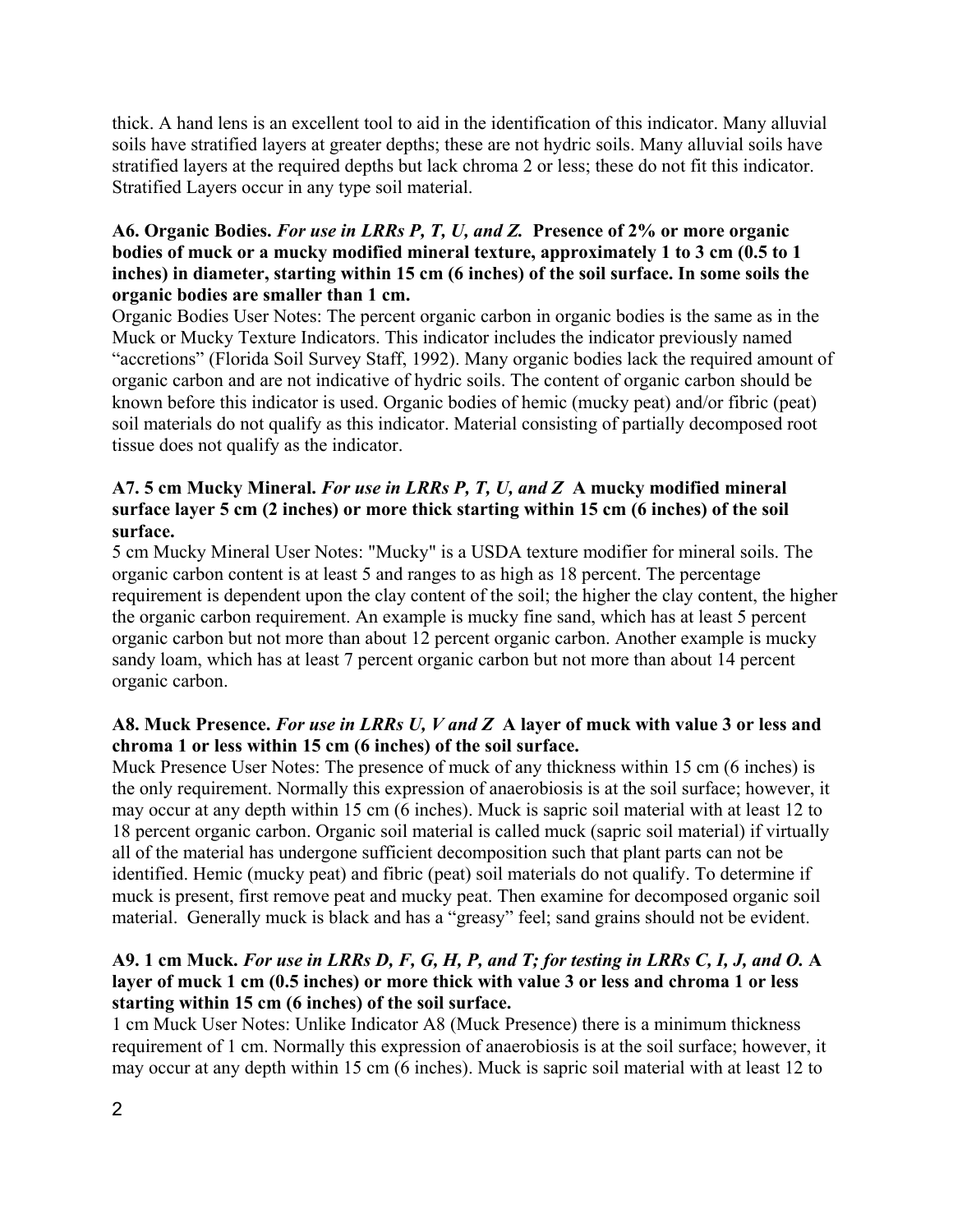thick. A hand lens is an excellent tool to aid in the identification of this indicator. Many alluvial soils have stratified layers at greater depths; these are not hydric soils. Many alluvial soils have stratified layers at the required depths but lack chroma 2 or less; these do not fit this indicator. Stratified Layers occur in any type soil material.

**A6. Organic Bodies.** ***For use in LRRs P, T, U, and Z.*** **Presence of 2% or more organic bodies of muck or a mucky modified mineral texture, approximately 1 to 3 cm (0.5 to 1 inches) in diameter, starting within 15 cm (6 inches) of the soil surface. In some soils the organic bodies are smaller than 1 cm.**

Organic Bodies User Notes: The percent organic carbon in organic bodies is the same as in the Muck or Mucky Texture Indicators. This indicator includes the indicator previously named "accretions" (Florida Soil Survey Staff, 1992). Many organic bodies lack the required amount of organic carbon and are not indicative of hydric soils. The content of organic carbon should be known before this indicator is used. Organic bodies of hemic (mucky peat) and/or fibric (peat) soil materials do not qualify as this indicator. Material consisting of partially decomposed root tissue does not qualify as the indicator.

**A7. 5 cm Mucky Mineral.** ***For use in LRRs P, T, U, and Z*** **A mucky modified mineral surface layer 5 cm (2 inches) or more thick starting within 15 cm (6 inches) of the soil surface.**

5 cm Mucky Mineral User Notes: "Mucky" is a USDA texture modifier for mineral soils. The organic carbon content is at least 5 and ranges to as high as 18 percent. The percentage requirement is dependent upon the clay content of the soil; the higher the clay content, the higher the organic carbon requirement. An example is mucky fine sand, which has at least 5 percent organic carbon but not more than about 12 percent organic carbon. Another example is mucky sandy loam, which has at least 7 percent organic carbon but not more than about 14 percent organic carbon.

**A8. Muck Presence.** ***For use in LRRs U, V and Z*** **A layer of muck with value 3 or less and chroma 1 or less within 15 cm (6 inches) of the soil surface.**

Muck Presence User Notes: The presence of muck of any thickness within 15 cm (6 inches) is the only requirement. Normally this expression of anaerobiosis is at the soil surface; however, it may occur at any depth within 15 cm (6 inches). Muck is sapric soil material with at least 12 to 18 percent organic carbon. Organic soil material is called muck (sapric soil material) if virtually all of the material has undergone sufficient decomposition such that plant parts can not be identified. Hemic (mucky peat) and fibric (peat) soil materials do not qualify. To determine if muck is present, first remove peat and mucky peat. Then examine for decomposed organic soil material. Generally muck is black and has a "greasy" feel; sand grains should not be evident.

**A9. 1 cm Muck.** ***For use in LRRs D, F, G, H, P, and T; for testing in LRRs C, I, J, and O.*** **A layer of muck 1 cm (0.5 inches) or more thick with value 3 or less and chroma 1 or less starting within 15 cm (6 inches) of the soil surface.**

1 cm Muck User Notes: Unlike Indicator A8 (Muck Presence) there is a minimum thickness requirement of 1 cm. Normally this expression of anaerobiosis is at the soil surface; however, it may occur at any depth within 15 cm (6 inches). Muck is sapric soil material with at least 12 to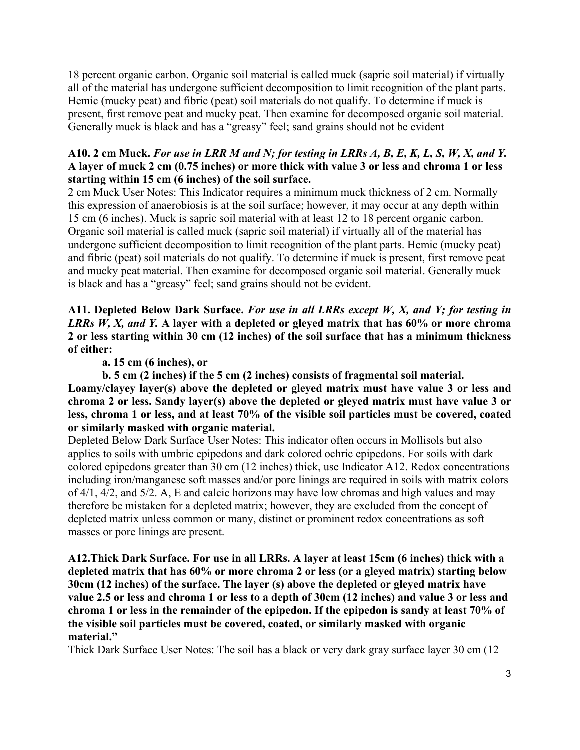18 percent organic carbon. Organic soil material is called muck (sapric soil material) if virtually all of the material has undergone sufficient decomposition to limit recognition of the plant parts. Hemic (mucky peat) and fibric (peat) soil materials do not qualify. To determine if muck is present, first remove peat and mucky peat. Then examine for decomposed organic soil material. Generally muck is black and has a "greasy" feel; sand grains should not be evident

**A10. 2 cm Muck.** ***For use in LRR M and N; for testing in LRRs A, B, E, K, L, S, W, X, and Y.*** **A layer of muck 2 cm (0.75 inches) or more thick with value 3 or less and chroma 1 or less starting within 15 cm (6 inches) of the soil surface.**

2 cm Muck User Notes: This Indicator requires a minimum muck thickness of 2 cm. Normally this expression of anaerobiosis is at the soil surface; however, it may occur at any depth within 15 cm (6 inches). Muck is sapric soil material with at least 12 to 18 percent organic carbon. Organic soil material is called muck (sapric soil material) if virtually all of the material has undergone sufficient decomposition to limit recognition of the plant parts. Hemic (mucky peat) and fibric (peat) soil materials do not qualify. To determine if muck is present, first remove peat and mucky peat material. Then examine for decomposed organic soil material. Generally muck is black and has a "greasy" feel; sand grains should not be evident.

**A11. Depleted Below Dark Surface.** ***For use in all LRRs except W, X, and Y; for testing in LRRs W, X, and Y.*** **A layer with a depleted or gleyed matrix that has 60% or more chroma 2 or less starting within 30 cm (12 inches) of the soil surface that has a minimum thickness of either:**

**a. 15 cm (6 inches), or**

**b. 5 cm (2 inches) if the 5 cm (2 inches) consists of fragmental soil material.**

**Loamy/clayey layer(s) above the depleted or gleyed matrix must have value 3 or less and chroma 2 or less. Sandy layer(s) above the depleted or gleyed matrix must have value 3 or less, chroma 1 or less, and at least 70% of the visible soil particles must be covered, coated or similarly masked with organic material.**

Depleted Below Dark Surface User Notes: This indicator often occurs in Mollisols but also applies to soils with umbric epipedons and dark colored ochric epipedons. For soils with dark colored epipedons greater than 30 cm (12 inches) thick, use Indicator A12. Redox concentrations including iron/manganese soft masses and/or pore linings are required in soils with matrix colors of 4/1, 4/2, and 5/2. A, E and calcic horizons may have low chromas and high values and may therefore be mistaken for a depleted matrix; however, they are excluded from the concept of depleted matrix unless common or many, distinct or prominent redox concentrations as soft masses or pore linings are present.

**A12.Thick Dark Surface. For use in all LRRs. A layer at least 15cm (6 inches) thick with a depleted matrix that has 60% or more chroma 2 or less (or a gleyed matrix) starting below 30cm (12 inches) of the surface. The layer (s) above the depleted or gleyed matrix have value 2.5 or less and chroma 1 or less to a depth of 30cm (12 inches) and value 3 or less and chroma 1 or less in the remainder of the epipedon. If the epipedon is sandy at least 70% of the visible soil particles must be covered, coated, or similarly masked with organic material."**

Thick Dark Surface User Notes: The soil has a black or very dark gray surface layer 30 cm (12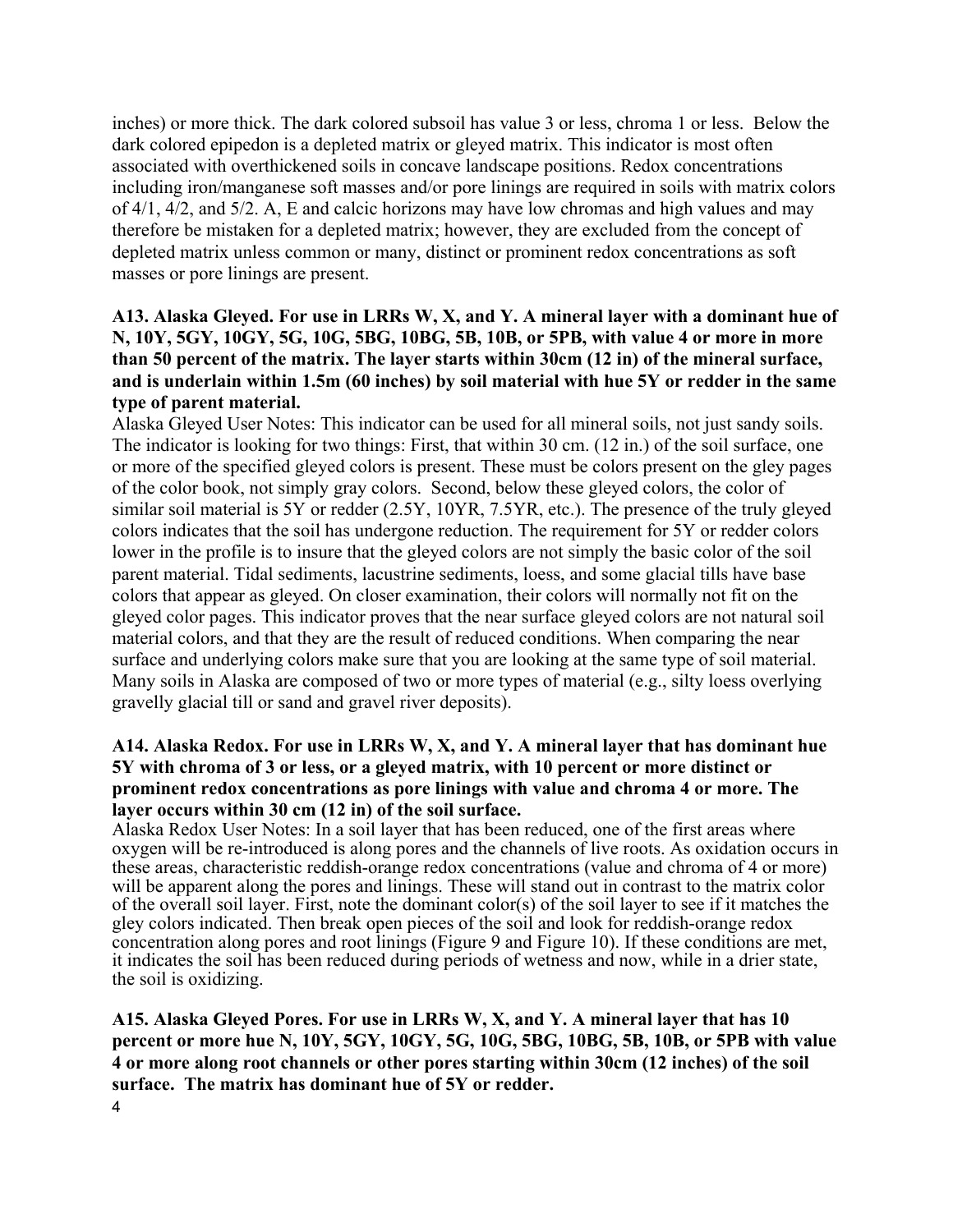inches) or more thick. The dark colored subsoil has value 3 or less, chroma 1 or less. Below the dark colored epipedon is a depleted matrix or gleyed matrix. This indicator is most often associated with overthickened soils in concave landscape positions. Redox concentrations including iron/manganese soft masses and/or pore linings are required in soils with matrix colors of 4/1, 4/2, and 5/2. A, E and calcic horizons may have low chromas and high values and may therefore be mistaken for a depleted matrix; however, they are excluded from the concept of depleted matrix unless common or many, distinct or prominent redox concentrations as soft masses or pore linings are present.

**A13. Alaska Gleyed. For use in LRRs W, X, and Y. A mineral layer with a dominant hue of N, 10Y, 5GY, 10GY, 5G, 10G, 5BG, 10BG, 5B, 10B, or 5PB, with value 4 or more in more than 50 percent of the matrix. The layer starts within 30cm (12 in) of the mineral surface, and is underlain within 1.5m (60 inches) by soil material with hue 5Y or redder in the same type of parent material.**

Alaska Gleyed User Notes: This indicator can be used for all mineral soils, not just sandy soils. The indicator is looking for two things: First, that within 30 cm. (12 in.) of the soil surface, one or more of the specified gleyed colors is present. These must be colors present on the gley pages of the color book, not simply gray colors. Second, below these gleyed colors, the color of similar soil material is 5Y or redder (2.5Y, 10YR, 7.5YR, etc.). The presence of the truly gleyed colors indicates that the soil has undergone reduction. The requirement for 5Y or redder colors lower in the profile is to insure that the gleyed colors are not simply the basic color of the soil parent material. Tidal sediments, lacustrine sediments, loess, and some glacial tills have base colors that appear as gleyed. On closer examination, their colors will normally not fit on the gleyed color pages. This indicator proves that the near surface gleyed colors are not natural soil material colors, and that they are the result of reduced conditions. When comparing the near surface and underlying colors make sure that you are looking at the same type of soil material. Many soils in Alaska are composed of two or more types of material (e.g., silty loess overlying gravelly glacial till or sand and gravel river deposits).

**A14. Alaska Redox. For use in LRRs W, X, and Y. A mineral layer that has dominant hue 5Y with chroma of 3 or less, or a gleyed matrix, with 10 percent or more distinct or prominent redox concentrations as pore linings with value and chroma 4 or more. The layer occurs within 30 cm (12 in) of the soil surface.**

Alaska Redox User Notes: In a soil layer that has been reduced, one of the first areas where oxygen will be re-introduced is along pores and the channels of live roots. As oxidation occurs in these areas, characteristic reddish-orange redox concentrations (value and chroma of 4 or more) will be apparent along the pores and linings. These will stand out in contrast to the matrix color of the overall soil layer. First, note the dominant color(s) of the soil layer to see if it matches the gley colors indicated. Then break open pieces of the soil and look for reddish-orange redox concentration along pores and root linings (Figure 9 and Figure 10). If these conditions are met, it indicates the soil has been reduced during periods of wetness and now, while in a drier state, the soil is oxidizing.

**A15. Alaska Gleyed Pores. For use in LRRs W, X, and Y. A mineral layer that has 10 percent or more hue N, 10Y, 5GY, 10GY, 5G, 10G, 5BG, 10BG, 5B, 10B, or 5PB with value 4 or more along root channels or other pores starting within 30cm (12 inches) of the soil surface. The matrix has dominant hue of 5Y or redder.**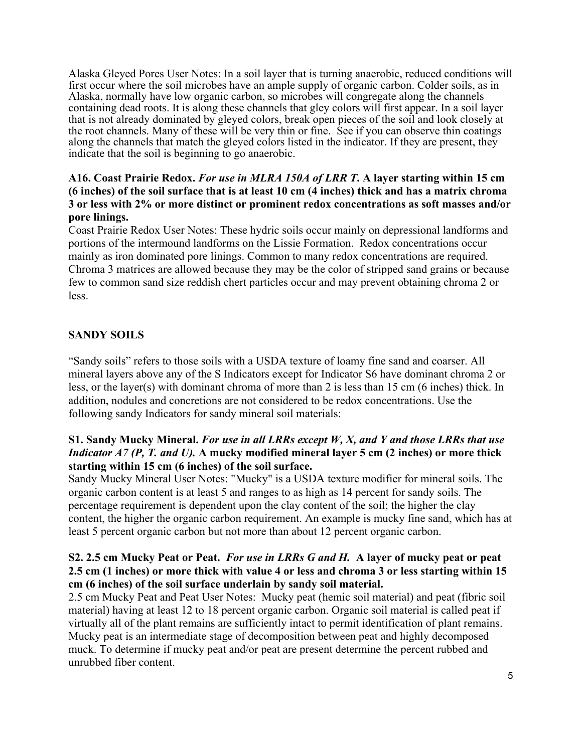Alaska Gleyed Pores User Notes: In a soil layer that is turning anaerobic, reduced conditions will first occur where the soil microbes have an ample supply of organic carbon. Colder soils, as in Alaska, normally have low organic carbon, so microbes will congregate along the channels containing dead roots. It is along these channels that gley colors will first appear. In a soil layer that is not already dominated by gleyed colors, break open pieces of the soil and look closely at the root channels. Many of these will be very thin or fine. See if you can observe thin coatings along the channels that match the gleyed colors listed in the indicator. If they are present, they indicate that the soil is beginning to go anaerobic.

**A16. Coast Prairie Redox.** ***For use in MLRA 150A of LRR T.*** **A layer starting within 15 cm (6 inches) of the soil surface that is at least 10 cm (4 inches) thick and has a matrix chroma 3 or less with 2% or more distinct or prominent redox concentrations as soft masses and/or pore linings.**

Coast Prairie Redox User Notes: These hydric soils occur mainly on depressional landforms and portions of the intermound landforms on the Lissie Formation. Redox concentrations occur mainly as iron dominated pore linings. Common to many redox concentrations are required. Chroma 3 matrices are allowed because they may be the color of stripped sand grains or because few to common sand size reddish chert particles occur and may prevent obtaining chroma 2 or less.

## SANDY SOILS

"Sandy soils" refers to those soils with a USDA texture of loamy fine sand and coarser. All mineral layers above any of the S Indicators except for Indicator S6 have dominant chroma 2 or less, or the layer(s) with dominant chroma of more than 2 is less than 15 cm (6 inches) thick. In addition, nodules and concretions are not considered to be redox concentrations. Use the following sandy Indicators for sandy mineral soil materials:

**S1. Sandy Mucky Mineral.** ***For use in all LRRs except W, X, and Y and those LRRs that use Indicator A7 (P, T. and U).*** **A mucky modified mineral layer 5 cm (2 inches) or more thick starting within 15 cm (6 inches) of the soil surface.**

Sandy Mucky Mineral User Notes: "Mucky" is a USDA texture modifier for mineral soils. The organic carbon content is at least 5 and ranges to as high as 14 percent for sandy soils. The percentage requirement is dependent upon the clay content of the soil; the higher the clay content, the higher the organic carbon requirement. An example is mucky fine sand, which has at least 5 percent organic carbon but not more than about 12 percent organic carbon.

**S2. 2.5 cm Mucky Peat or Peat.** ***For use in LRRs G and H.*** **A layer of mucky peat or peat 2.5 cm (1 inches) or more thick with value 4 or less and chroma 3 or less starting within 15 cm (6 inches) of the soil surface underlain by sandy soil material.**

2.5 cm Mucky Peat and Peat User Notes: Mucky peat (hemic soil material) and peat (fibric soil material) having at least 12 to 18 percent organic carbon. Organic soil material is called peat if virtually all of the plant remains are sufficiently intact to permit identification of plant remains. Mucky peat is an intermediate stage of decomposition between peat and highly decomposed muck. To determine if mucky peat and/or peat are present determine the percent rubbed and unrubbed fiber content.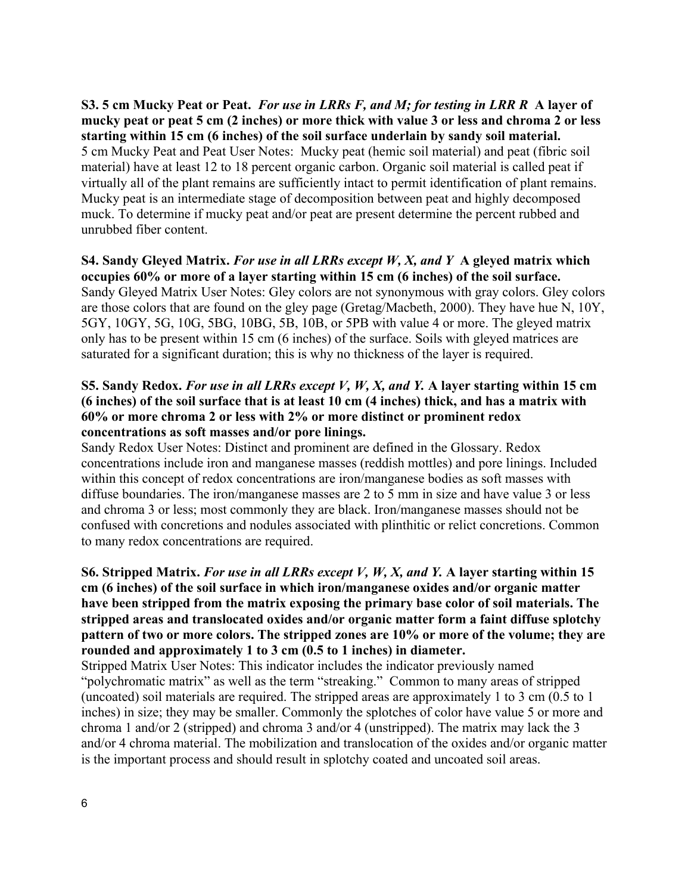**S3. 5 cm Mucky Peat or Peat.** ***For use in LRRs F, and M; for testing in LRR R*** **A layer of mucky peat or peat 5 cm (2 inches) or more thick with value 3 or less and chroma 2 or less starting within 15 cm (6 inches) of the soil surface underlain by sandy soil material.**
5 cm Mucky Peat and Peat User Notes: Mucky peat (hemic soil material) and peat (fibric soil material) have at least 12 to 18 percent organic carbon. Organic soil material is called peat if virtually all of the plant remains are sufficiently intact to permit identification of plant remains. Mucky peat is an intermediate stage of decomposition between peat and highly decomposed muck. To determine if mucky peat and/or peat are present determine the percent rubbed and unrubbed fiber content.

**S4. Sandy Gleyed Matrix.** ***For use in all LRRs except W, X, and Y*** **A gleyed matrix which occupies 60% or more of a layer starting within 15 cm (6 inches) of the soil surface.**
Sandy Gleyed Matrix User Notes: Gley colors are not synonymous with gray colors. Gley colors are those colors that are found on the gley page (Gretag/Macbeth, 2000). They have hue N, 10Y, 5GY, 10GY, 5G, 10G, 5BG, 10BG, 5B, 10B, or 5PB with value 4 or more. The gleyed matrix only has to be present within 15 cm (6 inches) of the surface. Soils with gleyed matrices are saturated for a significant duration; this is why no thickness of the layer is required.

**S5. Sandy Redox.** ***For use in all LRRs except V, W, X, and Y.*** **A layer starting within 15 cm (6 inches) of the soil surface that is at least 10 cm (4 inches) thick, and has a matrix with 60% or more chroma 2 or less with 2% or more distinct or prominent redox concentrations as soft masses and/or pore linings.**
Sandy Redox User Notes: Distinct and prominent are defined in the Glossary. Redox concentrations include iron and manganese masses (reddish mottles) and pore linings. Included within this concept of redox concentrations are iron/manganese bodies as soft masses with diffuse boundaries. The iron/manganese masses are 2 to 5 mm in size and have value 3 or less and chroma 3 or less; most commonly they are black. Iron/manganese masses should not be confused with concretions and nodules associated with plinthitic or relict concretions. Common to many redox concentrations are required.

**S6. Stripped Matrix.** ***For use in all LRRs except V, W, X, and Y.*** **A layer starting within 15 cm (6 inches) of the soil surface in which iron/manganese oxides and/or organic matter have been stripped from the matrix exposing the primary base color of soil materials. The stripped areas and translocated oxides and/or organic matter form a faint diffuse splotchy pattern of two or more colors. The stripped zones are 10% or more of the volume; they are rounded and approximately 1 to 3 cm (0.5 to 1 inches) in diameter.**
Stripped Matrix User Notes: This indicator includes the indicator previously named "polychromatic matrix" as well as the term "streaking." Common to many areas of stripped (uncoated) soil materials are required. The stripped areas are approximately 1 to 3 cm (0.5 to 1 inches) in size; they may be smaller. Commonly the splotches of color have value 5 or more and chroma 1 and/or 2 (stripped) and chroma 3 and/or 4 (unstripped). The matrix may lack the 3 and/or 4 chroma material. The mobilization and translocation of the oxides and/or organic matter is the important process and should result in splotchy coated and uncoated soil areas.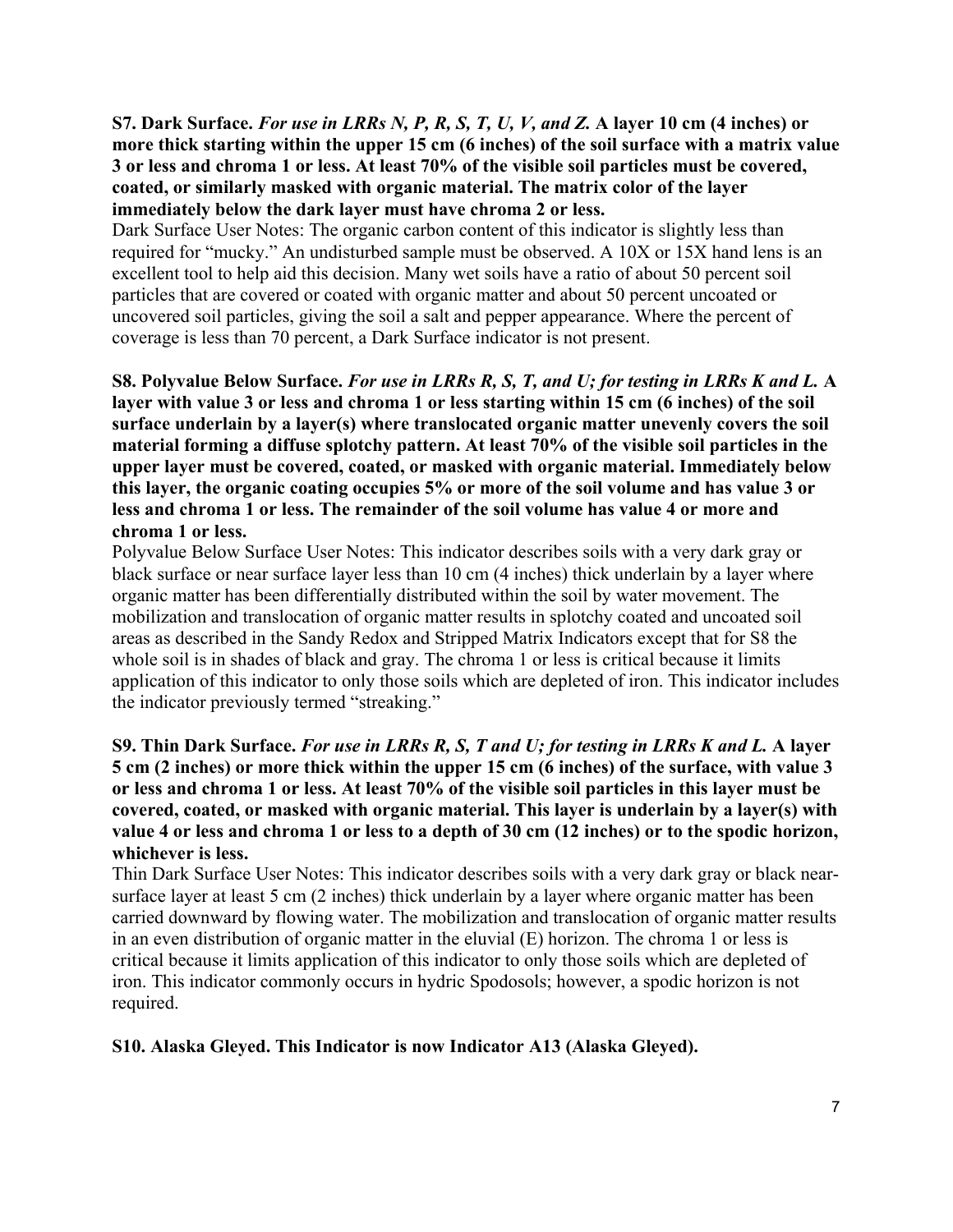**S7. Dark Surface.** ***For use in LRRs N, P, R, S, T, U, V, and Z.*** **A layer 10 cm (4 inches) or more thick starting within the upper 15 cm (6 inches) of the soil surface with a matrix value 3 or less and chroma 1 or less. At least 70% of the visible soil particles must be covered, coated, or similarly masked with organic material. The matrix color of the layer immediately below the dark layer must have chroma 2 or less.**

Dark Surface User Notes: The organic carbon content of this indicator is slightly less than required for "mucky." An undisturbed sample must be observed. A 10X or 15X hand lens is an excellent tool to help aid this decision. Many wet soils have a ratio of about 50 percent soil particles that are covered or coated with organic matter and about 50 percent uncoated or uncovered soil particles, giving the soil a salt and pepper appearance. Where the percent of coverage is less than 70 percent, a Dark Surface indicator is not present.

**S8. Polyvalue Below Surface.** ***For use in LRRs R, S, T, and U; for testing in LRRs K and L.*** **A layer with value 3 or less and chroma 1 or less starting within 15 cm (6 inches) of the soil surface underlain by a layer(s) where translocated organic matter unevenly covers the soil material forming a diffuse splotchy pattern. At least 70% of the visible soil particles in the upper layer must be covered, coated, or masked with organic material. Immediately below this layer, the organic coating occupies 5% or more of the soil volume and has value 3 or less and chroma 1 or less. The remainder of the soil volume has value 4 or more and chroma 1 or less.**

Polyvalue Below Surface User Notes: This indicator describes soils with a very dark gray or black surface or near surface layer less than 10 cm (4 inches) thick underlain by a layer where organic matter has been differentially distributed within the soil by water movement. The mobilization and translocation of organic matter results in splotchy coated and uncoated soil areas as described in the Sandy Redox and Stripped Matrix Indicators except that for S8 the whole soil is in shades of black and gray. The chroma 1 or less is critical because it limits application of this indicator to only those soils which are depleted of iron. This indicator includes the indicator previously termed "streaking."

**S9. Thin Dark Surface.** ***For use in LRRs R, S, T and U; for testing in LRRs K and L.*** **A layer 5 cm (2 inches) or more thick within the upper 15 cm (6 inches) of the surface, with value 3 or less and chroma 1 or less. At least 70% of the visible soil particles in this layer must be covered, coated, or masked with organic material. This layer is underlain by a layer(s) with value 4 or less and chroma 1 or less to a depth of 30 cm (12 inches) or to the spodic horizon, whichever is less.**

Thin Dark Surface User Notes: This indicator describes soils with a very dark gray or black near-surface layer at least 5 cm (2 inches) thick underlain by a layer where organic matter has been carried downward by flowing water. The mobilization and translocation of organic matter results in an even distribution of organic matter in the eluvial (E) horizon. The chroma 1 or less is critical because it limits application of this indicator to only those soils which are depleted of iron. This indicator commonly occurs in hydric Spodosols; however, a spodic horizon is not required.

**S10. Alaska Gleyed. This Indicator is now Indicator A13 (Alaska Gleyed).**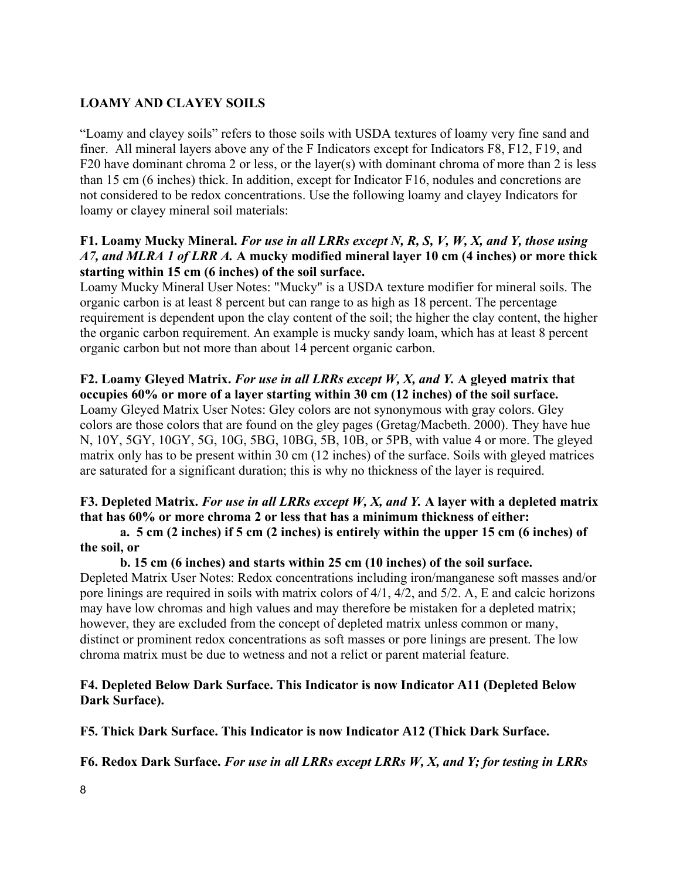## LOAMY AND CLAYEY SOILS

"Loamy and clayey soils" refers to those soils with USDA textures of loamy very fine sand and finer. All mineral layers above any of the F Indicators except for Indicators F8, F12, F19, and F20 have dominant chroma 2 or less, or the layer(s) with dominant chroma of more than 2 is less than 15 cm (6 inches) thick. In addition, except for Indicator F16, nodules and concretions are not considered to be redox concentrations. Use the following loamy and clayey Indicators for loamy or clayey mineral soil materials:

**F1. Loamy Mucky Mineral.** ***For use in all LRRs except N, R, S, V, W, X, and Y, those using A7, and MLRA 1 of LRR A.*** **A mucky modified mineral layer 10 cm (4 inches) or more thick starting within 15 cm (6 inches) of the soil surface.**
Loamy Mucky Mineral User Notes: "Mucky" is a USDA texture modifier for mineral soils. The organic carbon is at least 8 percent but can range to as high as 18 percent. The percentage requirement is dependent upon the clay content of the soil; the higher the clay content, the higher the organic carbon requirement. An example is mucky sandy loam, which has at least 8 percent organic carbon but not more than about 14 percent organic carbon.

**F2. Loamy Gleyed Matrix.** ***For use in all LRRs except W, X, and Y.*** **A gleyed matrix that occupies 60% or more of a layer starting within 30 cm (12 inches) of the soil surface.**
Loamy Gleyed Matrix User Notes: Gley colors are not synonymous with gray colors. Gley colors are those colors that are found on the gley pages (Gretag/Macbeth. 2000). They have hue N, 10Y, 5GY, 10GY, 5G, 10G, 5BG, 10BG, 5B, 10B, or 5PB, with value 4 or more. The gleyed matrix only has to be present within 30 cm (12 inches) of the surface. Soils with gleyed matrices are saturated for a significant duration; this is why no thickness of the layer is required.

**F3. Depleted Matrix.** ***For use in all LRRs except W, X, and Y.*** **A layer with a depleted matrix that has 60% or more chroma 2 or less that has a minimum thickness of either:**

**a. 5 cm (2 inches) if 5 cm (2 inches) is entirely within the upper 15 cm (6 inches) of the soil, or**

**b. 15 cm (6 inches) and starts within 25 cm (10 inches) of the soil surface.**

Depleted Matrix User Notes: Redox concentrations including iron/manganese soft masses and/or pore linings are required in soils with matrix colors of 4/1, 4/2, and 5/2. A, E and calcic horizons may have low chromas and high values and may therefore be mistaken for a depleted matrix; however, they are excluded from the concept of depleted matrix unless common or many, distinct or prominent redox concentrations as soft masses or pore linings are present. The low chroma matrix must be due to wetness and not a relict or parent material feature.

**F4. Depleted Below Dark Surface. This Indicator is now Indicator A11 (Depleted Below Dark Surface).**

**F5. Thick Dark Surface. This Indicator is now Indicator A12 (Thick Dark Surface.**

**F6. Redox Dark Surface.** ***For use in all LRRs except LRRs W, X, and Y; for testing in LRRs***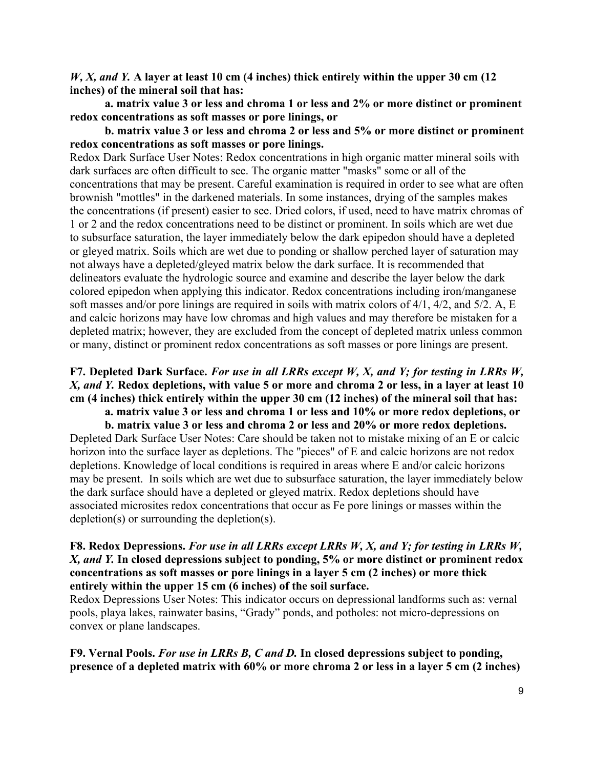***W, X, and Y.*** **A layer at least 10 cm (4 inches) thick entirely within the upper 30 cm (12 inches) of the mineral soil that has:**

**a. matrix value 3 or less and chroma 1 or less and 2% or more distinct or prominent redox concentrations as soft masses or pore linings, or**

**b. matrix value 3 or less and chroma 2 or less and 5% or more distinct or prominent redox concentrations as soft masses or pore linings.**

Redox Dark Surface User Notes: Redox concentrations in high organic matter mineral soils with dark surfaces are often difficult to see. The organic matter "masks" some or all of the concentrations that may be present. Careful examination is required in order to see what are often brownish "mottles" in the darkened materials. In some instances, drying of the samples makes the concentrations (if present) easier to see. Dried colors, if used, need to have matrix chromas of 1 or 2 and the redox concentrations need to be distinct or prominent. In soils which are wet due to subsurface saturation, the layer immediately below the dark epipedon should have a depleted or gleyed matrix. Soils which are wet due to ponding or shallow perched layer of saturation may not always have a depleted/gleyed matrix below the dark surface. It is recommended that delineators evaluate the hydrologic source and examine and describe the layer below the dark colored epipedon when applying this indicator. Redox concentrations including iron/manganese soft masses and/or pore linings are required in soils with matrix colors of 4/1, 4/2, and 5/2. A, E and calcic horizons may have low chromas and high values and may therefore be mistaken for a depleted matrix; however, they are excluded from the concept of depleted matrix unless common or many, distinct or prominent redox concentrations as soft masses or pore linings are present.

**F7. Depleted Dark Surface.** ***For use in all LRRs except W, X, and Y; for testing in LRRs W, X, and Y.*** **Redox depletions, with value 5 or more and chroma 2 or less, in a layer at least 10 cm (4 inches) thick entirely within the upper 30 cm (12 inches) of the mineral soil that has:**

**a. matrix value 3 or less and chroma 1 or less and 10% or more redox depletions, or**

**b. matrix value 3 or less and chroma 2 or less and 20% or more redox depletions.**

Depleted Dark Surface User Notes: Care should be taken not to mistake mixing of an E or calcic horizon into the surface layer as depletions. The "pieces" of E and calcic horizons are not redox depletions. Knowledge of local conditions is required in areas where E and/or calcic horizons may be present. In soils which are wet due to subsurface saturation, the layer immediately below the dark surface should have a depleted or gleyed matrix. Redox depletions should have associated microsites redox concentrations that occur as Fe pore linings or masses within the depletion(s) or surrounding the depletion(s).

**F8. Redox Depressions.** ***For use in all LRRs except LRRs W, X, and Y; for testing in LRRs W, X, and Y.*** **In closed depressions subject to ponding, 5% or more distinct or prominent redox concentrations as soft masses or pore linings in a layer 5 cm (2 inches) or more thick entirely within the upper 15 cm (6 inches) of the soil surface.**

Redox Depressions User Notes: This indicator occurs on depressional landforms such as: vernal pools, playa lakes, rainwater basins, "Grady" ponds, and potholes: not micro-depressions on convex or plane landscapes.

**F9. Vernal Pools.** ***For use in LRRs B, C and D.*** **In closed depressions subject to ponding, presence of a depleted matrix with 60% or more chroma 2 or less in a layer 5 cm (2 inches)**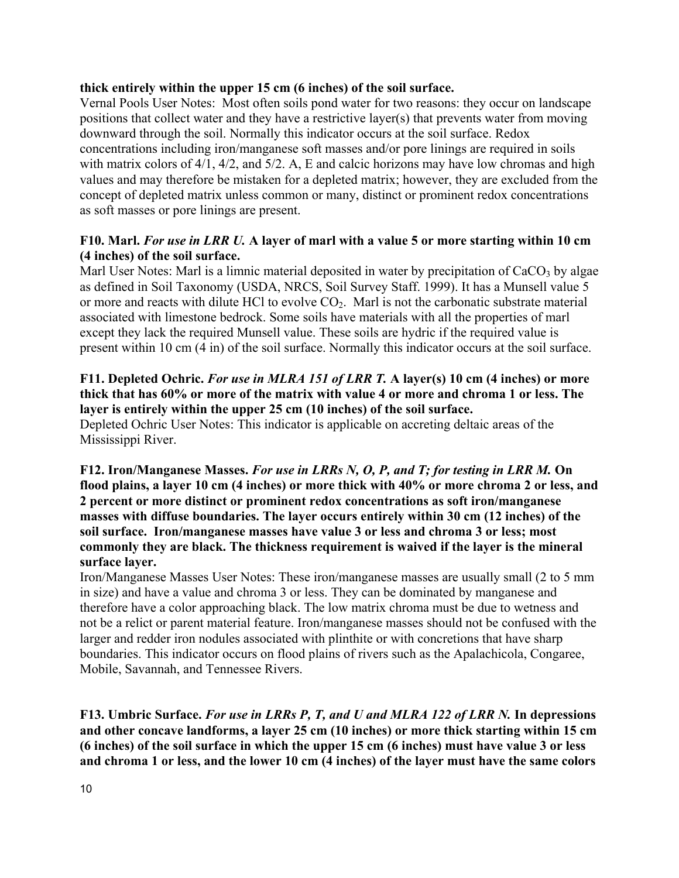**thick entirely within the upper 15 cm (6 inches) of the soil surface.**

Vernal Pools User Notes: Most often soils pond water for two reasons: they occur on landscape positions that collect water and they have a restrictive layer(s) that prevents water from moving downward through the soil. Normally this indicator occurs at the soil surface. Redox concentrations including iron/manganese soft masses and/or pore linings are required in soils with matrix colors of 4/1, 4/2, and 5/2. A, E and calcic horizons may have low chromas and high values and may therefore be mistaken for a depleted matrix; however, they are excluded from the concept of depleted matrix unless common or many, distinct or prominent redox concentrations as soft masses or pore linings are present.

**F10. Marl.** ***For use in LRR U.*** **A layer of marl with a value 5 or more starting within 10 cm (4 inches) of the soil surface.**

Marl User Notes: Marl is a limnic material deposited in water by precipitation of $CaCO_3$ by algae as defined in Soil Taxonomy (USDA, NRCS, Soil Survey Staff. 1999). It has a Munsell value 5 or more and reacts with dilute HCl to evolve $CO_2$. Marl is not the carbonatic substrate material associated with limestone bedrock. Some soils have materials with all the properties of marl except they lack the required Munsell value. These soils are hydric if the required value is present within 10 cm (4 in) of the soil surface. Normally this indicator occurs at the soil surface.

**F11. Depleted Ochric.** ***For use in MLRA 151 of LRR T.*** **A layer(s) 10 cm (4 inches) or more thick that has 60% or more of the matrix with value 4 or more and chroma 1 or less. The layer is entirely within the upper 25 cm (10 inches) of the soil surface.**

Depleted Ochric User Notes: This indicator is applicable on accreting deltaic areas of the Mississippi River.

**F12. Iron/Manganese Masses.** ***For use in LRRs N, O, P, and T; for testing in LRR M.*** **On flood plains, a layer 10 cm (4 inches) or more thick with 40% or more chroma 2 or less, and 2 percent or more distinct or prominent redox concentrations as soft iron/manganese masses with diffuse boundaries. The layer occurs entirely within 30 cm (12 inches) of the soil surface. Iron/manganese masses have value 3 or less and chroma 3 or less; most commonly they are black. The thickness requirement is waived if the layer is the mineral surface layer.**

Iron/Manganese Masses User Notes: These iron/manganese masses are usually small (2 to 5 mm in size) and have a value and chroma 3 or less. They can be dominated by manganese and therefore have a color approaching black. The low matrix chroma must be due to wetness and not be a relict or parent material feature. Iron/manganese masses should not be confused with the larger and redder iron nodules associated with plinthite or with concretions that have sharp boundaries. This indicator occurs on flood plains of rivers such as the Apalachicola, Congaree, Mobile, Savannah, and Tennessee Rivers.

**F13. Umbric Surface.** ***For use in LRRs P, T, and U and MLRA 122 of LRR N.*** **In depressions and other concave landforms, a layer 25 cm (10 inches) or more thick starting within 15 cm (6 inches) of the soil surface in which the upper 15 cm (6 inches) must have value 3 or less and chroma 1 or less, and the lower 10 cm (4 inches) of the layer must have the same colors**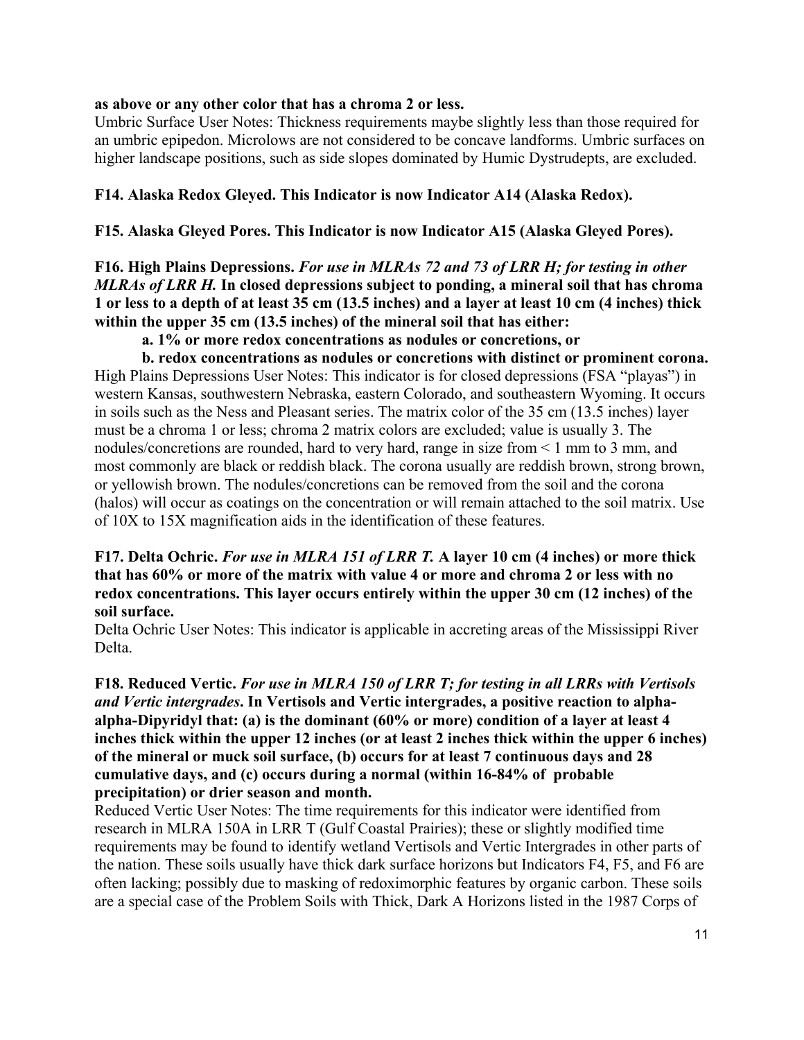**as above or any other color that has a chroma 2 or less.**

Umbric Surface User Notes: Thickness requirements maybe slightly less than those required for an umbric epipedon. Microlows are not considered to be concave landforms. Umbric surfaces on higher landscape positions, such as side slopes dominated by Humic Dystrudepts, are excluded.

**F14. Alaska Redox Gleyed. This Indicator is now Indicator A14 (Alaska Redox).**

**F15. Alaska Gleyed Pores. This Indicator is now Indicator A15 (Alaska Gleyed Pores).**

**F16. High Plains Depressions.** ***For use in MLRAs 72 and 73 of LRR H; for testing in other MLRAs of LRR H.*** **In closed depressions subject to ponding, a mineral soil that has chroma 1 or less to a depth of at least 35 cm (13.5 inches) and a layer at least 10 cm (4 inches) thick within the upper 35 cm (13.5 inches) of the mineral soil that has either:**

**a. 1% or more redox concentrations as nodules or concretions, or**

**b. redox concentrations as nodules or concretions with distinct or prominent corona.**

High Plains Depressions User Notes: This indicator is for closed depressions (FSA "playas") in western Kansas, southwestern Nebraska, eastern Colorado, and southeastern Wyoming. It occurs in soils such as the Ness and Pleasant series. The matrix color of the 35 cm (13.5 inches) layer must be a chroma 1 or less; chroma 2 matrix colors are excluded; value is usually 3. The nodules/concretions are rounded, hard to very hard, range in size from < 1 mm to 3 mm, and most commonly are black or reddish black. The corona usually are reddish brown, strong brown, or yellowish brown. The nodules/concretions can be removed from the soil and the corona (halos) will occur as coatings on the concentration or will remain attached to the soil matrix. Use of 10X to 15X magnification aids in the identification of these features.

**F17. Delta Ochric.** ***For use in MLRA 151 of LRR T.*** **A layer 10 cm (4 inches) or more thick that has 60% or more of the matrix with value 4 or more and chroma 2 or less with no redox concentrations. This layer occurs entirely within the upper 30 cm (12 inches) of the soil surface.**

Delta Ochric User Notes: This indicator is applicable in accreting areas of the Mississippi River Delta.

**F18. Reduced Vertic.** ***For use in MLRA 150 of LRR T; for testing in all LRRs with Vertisols and Vertic intergrades*****. In Vertisols and Vertic intergrades, a positive reaction to alpha-alpha-Dipyridyl that: (a) is the dominant (60% or more) condition of a layer at least 4 inches thick within the upper 12 inches (or at least 2 inches thick within the upper 6 inches) of the mineral or muck soil surface, (b) occurs for at least 7 continuous days and 28 cumulative days, and (c) occurs during a normal (within 16-84% of probable precipitation) or drier season and month.**

Reduced Vertic User Notes: The time requirements for this indicator were identified from research in MLRA 150A in LRR T (Gulf Coastal Prairies); these or slightly modified time requirements may be found to identify wetland Vertisols and Vertic Intergrades in other parts of the nation. These soils usually have thick dark surface horizons but Indicators F4, F5, and F6 are often lacking; possibly due to masking of redoximorphic features by organic carbon. These soils are a special case of the Problem Soils with Thick, Dark A Horizons listed in the 1987 Corps of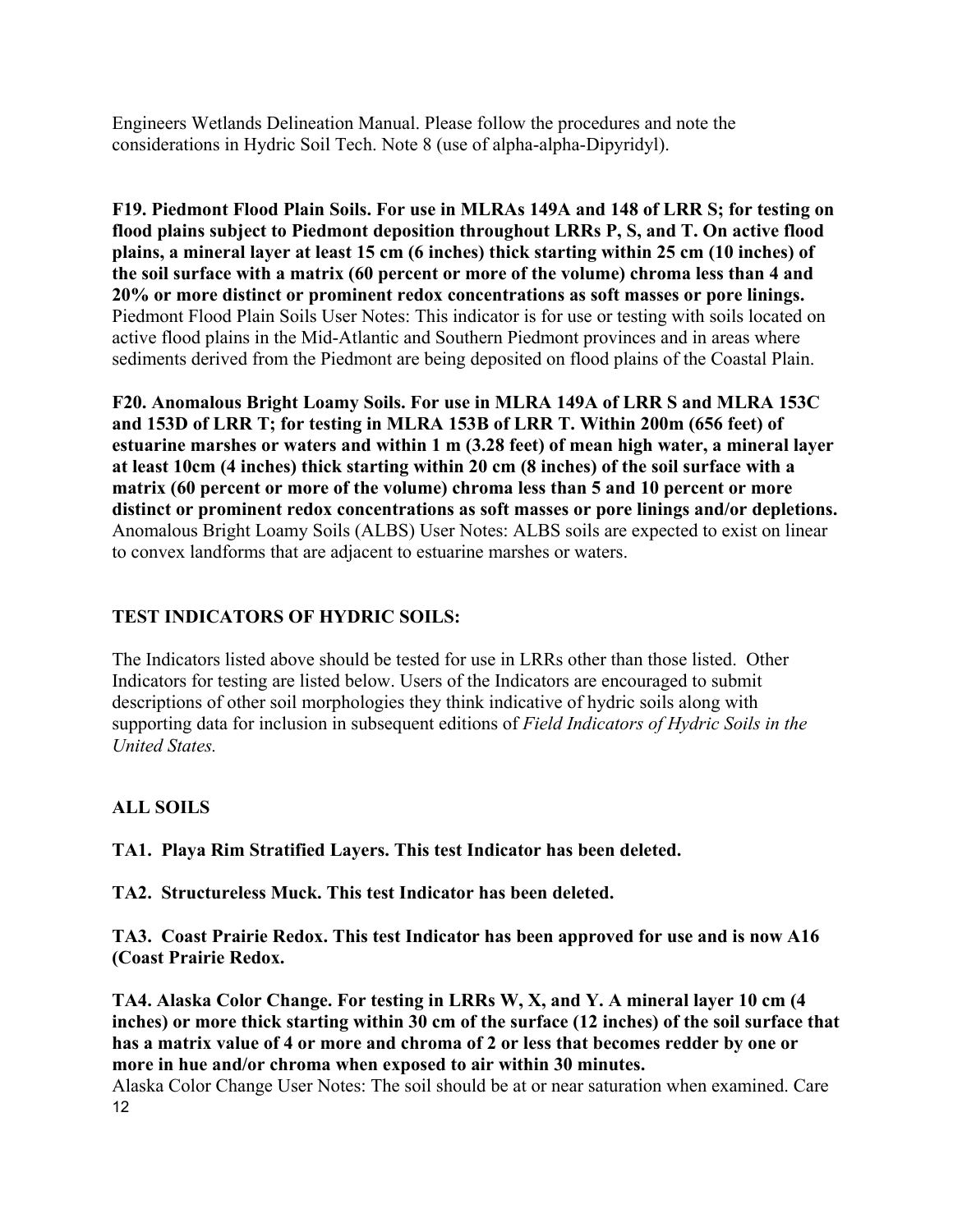Engineers Wetlands Delineation Manual. Please follow the procedures and note the considerations in Hydric Soil Tech. Note 8 (use of alpha-alpha-Dipyridyl).

**F19. Piedmont Flood Plain Soils. For use in MLRAs 149A and 148 of LRR S; for testing on flood plains subject to Piedmont deposition throughout LRRs P, S, and T. On active flood plains, a mineral layer at least 15 cm (6 inches) thick starting within 25 cm (10 inches) of the soil surface with a matrix (60 percent or more of the volume) chroma less than 4 and 20% or more distinct or prominent redox concentrations as soft masses or pore linings.** Piedmont Flood Plain Soils User Notes: This indicator is for use or testing with soils located on active flood plains in the Mid-Atlantic and Southern Piedmont provinces and in areas where sediments derived from the Piedmont are being deposited on flood plains of the Coastal Plain.

**F20. Anomalous Bright Loamy Soils. For use in MLRA 149A of LRR S and MLRA 153C and 153D of LRR T; for testing in MLRA 153B of LRR T. Within 200m (656 feet) of estuarine marshes or waters and within 1 m (3.28 feet) of mean high water, a mineral layer at least 10cm (4 inches) thick starting within 20 cm (8 inches) of the soil surface with a matrix (60 percent or more of the volume) chroma less than 5 and 10 percent or more distinct or prominent redox concentrations as soft masses or pore linings and/or depletions.** Anomalous Bright Loamy Soils (ALBS) User Notes: ALBS soils are expected to exist on linear to convex landforms that are adjacent to estuarine marshes or waters.

## TEST INDICATORS OF HYDRIC SOILS:

The Indicators listed above should be tested for use in LRRs other than those listed. Other Indicators for testing are listed below. Users of the Indicators are encouraged to submit descriptions of other soil morphologies they think indicative of hydric soils along with supporting data for inclusion in subsequent editions of *Field Indicators of Hydric Soils in the United States.*

### ALL SOILS

**TA1. Playa Rim Stratified Layers. This test Indicator has been deleted.**

**TA2. Structureless Muck. This test Indicator has been deleted.**

**TA3. Coast Prairie Redox. This test Indicator has been approved for use and is now A16 (Coast Prairie Redox.**

**TA4. Alaska Color Change. For testing in LRRs W, X, and Y. A mineral layer 10 cm (4 inches) or more thick starting within 30 cm of the surface (12 inches) of the soil surface that has a matrix value of 4 or more and chroma of 2 or less that becomes redder by one or more in hue and/or chroma when exposed to air within 30 minutes.**
Alaska Color Change User Notes: The soil should be at or near saturation when examined. Care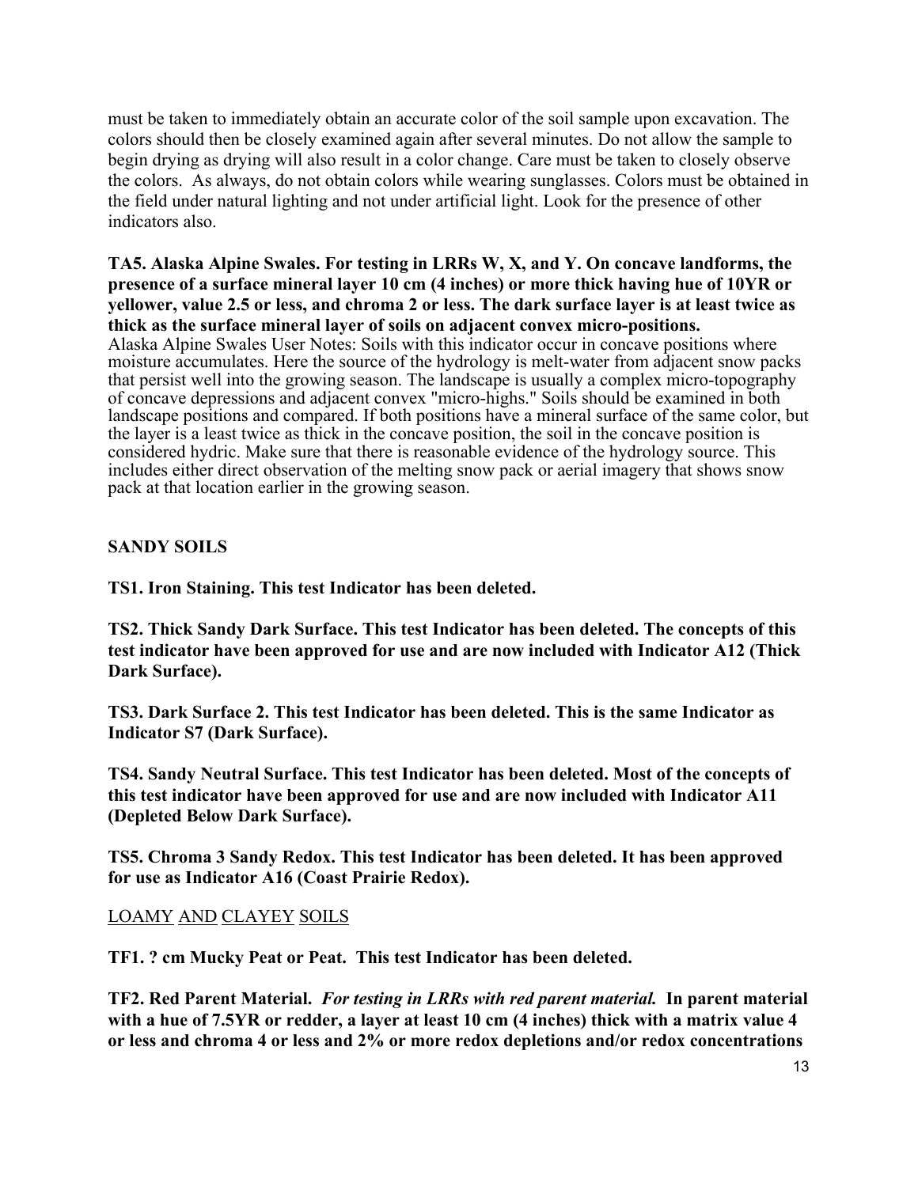must be taken to immediately obtain an accurate color of the soil sample upon excavation. The colors should then be closely examined again after several minutes. Do not allow the sample to begin drying as drying will also result in a color change. Care must be taken to closely observe the colors. As always, do not obtain colors while wearing sunglasses. Colors must be obtained in the field under natural lighting and not under artificial light. Look for the presence of other indicators also.

**TA5. Alaska Alpine Swales. For testing in LRRs W, X, and Y. On concave landforms, the presence of a surface mineral layer 10 cm (4 inches) or more thick having hue of 10YR or yellower, value 2.5 or less, and chroma 2 or less. The dark surface layer is at least twice as thick as the surface mineral layer of soils on adjacent convex micro-positions.**
Alaska Alpine Swales User Notes: Soils with this indicator occur in concave positions where moisture accumulates. Here the source of the hydrology is melt-water from adjacent snow packs that persist well into the growing season. The landscape is usually a complex micro-topography of concave depressions and adjacent convex "micro-highs." Soils should be examined in both landscape positions and compared. If both positions have a mineral surface of the same color, but the layer is a least twice as thick in the concave position, the soil in the concave position is considered hydric. Make sure that there is reasonable evidence of the hydrology source. This includes either direct observation of the melting snow pack or aerial imagery that shows snow pack at that location earlier in the growing season.

**SANDY SOILS**

**TS1. Iron Staining. This test Indicator has been deleted.**

**TS2. Thick Sandy Dark Surface. This test Indicator has been deleted. The concepts of this test indicator have been approved for use and are now included with Indicator A12 (Thick Dark Surface).**

**TS3. Dark Surface 2. This test Indicator has been deleted. This is the same Indicator as Indicator S7 (Dark Surface).**

**TS4. Sandy Neutral Surface. This test Indicator has been deleted. Most of the concepts of this test indicator have been approved for use and are now included with Indicator A11 (Depleted Below Dark Surface).**

**TS5. Chroma 3 Sandy Redox. This test Indicator has been deleted. It has been approved for use as Indicator A16 (Coast Prairie Redox).**

LOAMY AND CLAYEY SOILS

**TF1. ? cm Mucky Peat or Peat. This test Indicator has been deleted.**

**TF2. Red Parent Material.** ***For testing in LRRs with red parent material.*** **In parent material with a hue of 7.5YR or redder, a layer at least 10 cm (4 inches) thick with a matrix value 4 or less and chroma 4 or less and 2% or more redox depletions and/or redox concentrations**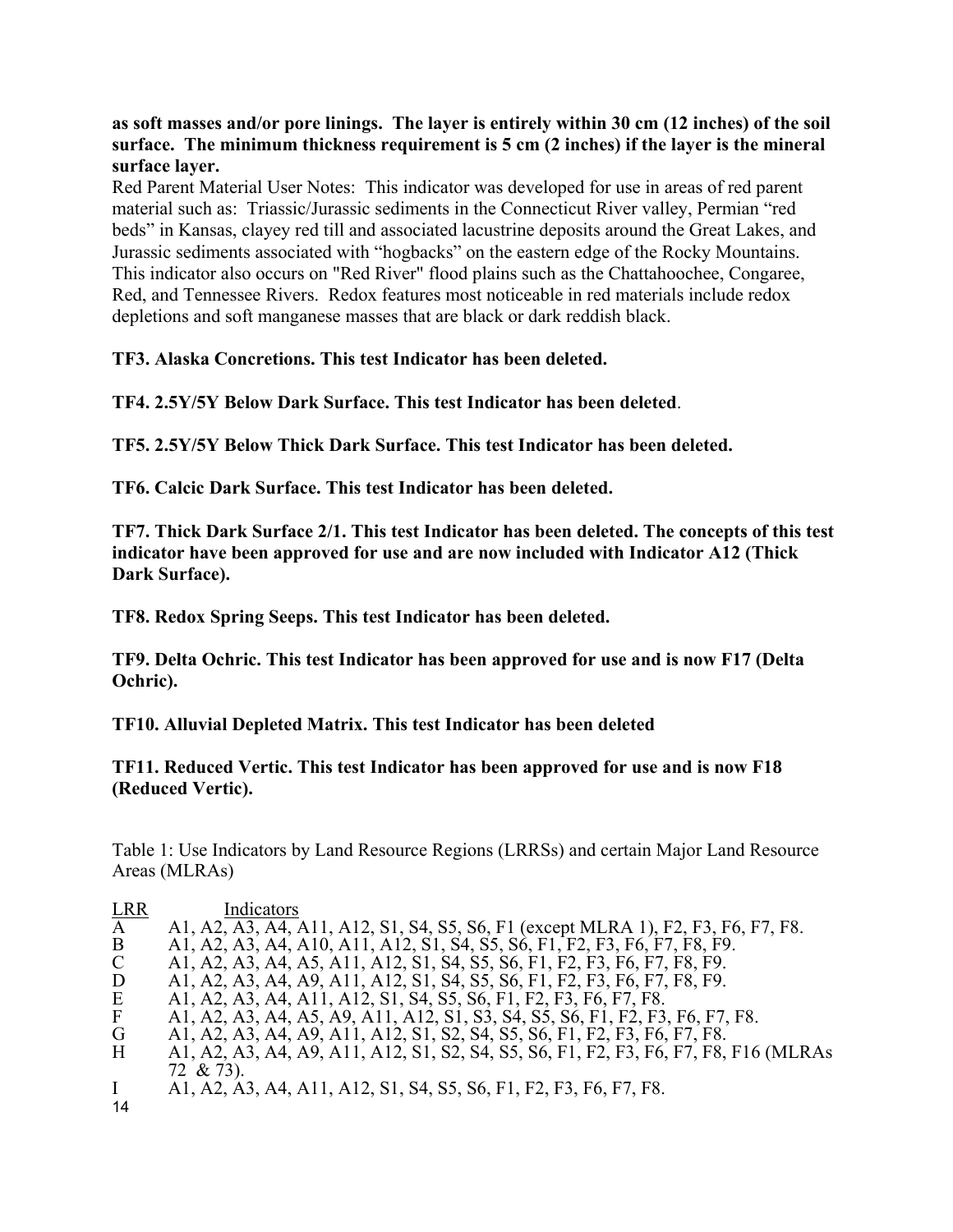**as soft masses and/or pore linings. The layer is entirely within 30 cm (12 inches) of the soil surface. The minimum thickness requirement is 5 cm (2 inches) if the layer is the mineral surface layer.**

Red Parent Material User Notes: This indicator was developed for use in areas of red parent material such as: Triassic/Jurassic sediments in the Connecticut River valley, Permian "red beds" in Kansas, clayey red till and associated lacustrine deposits around the Great Lakes, and Jurassic sediments associated with "hogbacks" on the eastern edge of the Rocky Mountains. This indicator also occurs on "Red River" flood plains such as the Chattahoochee, Congaree, Red, and Tennessee Rivers. Redox features most noticeable in red materials include redox depletions and soft manganese masses that are black or dark reddish black.

**TF3. Alaska Concretions. This test Indicator has been deleted.**

**TF4. 2.5Y/5Y Below Dark Surface. This test Indicator has been deleted**.

**TF5. 2.5Y/5Y Below Thick Dark Surface. This test Indicator has been deleted.**

**TF6. Calcic Dark Surface. This test Indicator has been deleted.**

**TF7. Thick Dark Surface 2/1. This test Indicator has been deleted. The concepts of this test indicator have been approved for use and are now included with Indicator A12 (Thick Dark Surface).**

**TF8. Redox Spring Seeps. This test Indicator has been deleted.**

**TF9. Delta Ochric. This test Indicator has been approved for use and is now F17 (Delta Ochric).**

**TF10. Alluvial Depleted Matrix. This test Indicator has been deleted**

**TF11. Reduced Vertic. This test Indicator has been approved for use and is now F18 (Reduced Vertic).**

Table 1: Use Indicators by Land Resource Regions (LRRSs) and certain Major Land Resource Areas (MLRAs)

| LRR | Indicators |
|---|---|
| A | A1, A2, A3, A4, A11, A12, S1, S4, S5, S6, F1 (except MLRA 1), F2, F3, F6, F7, F8. |
| B | A1, A2, A3, A4, A10, A11, A12, S1, S4, S5, S6, F1, F2, F3, F6, F7, F8, F9. |
| C | A1, A2, A3, A4, A5, A11, A12, S1, S4, S5, S6, F1, F2, F3, F6, F7, F8, F9. |
| D | A1, A2, A3, A4, A9, A11, A12, S1, S4, S5, S6, F1, F2, F3, F6, F7, F8, F9. |
| E | A1, A2, A3, A4, A11, A12, S1, S4, S5, S6, F1, F2, F3, F6, F7, F8. |
| F | A1, A2, A3, A4, A5, A9, A11, A12, S1, S3, S4, S5, S6, F1, F2, F3, F6, F7, F8. |
| G | A1, A2, A3, A4, A9, A11, A12, S1, S2, S4, S5, S6, F1, F2, F3, F6, F7, F8. |
| H | A1, A2, A3, A4, A9, A11, A12, S1, S2, S4, S5, S6, F1, F2, F3, F6, F7, F8, F16 (MLRAs 72 & 73). |
| I | A1, A2, A3, A4, A11, A12, S1, S4, S5, S6, F1, F2, F3, F6, F7, F8. |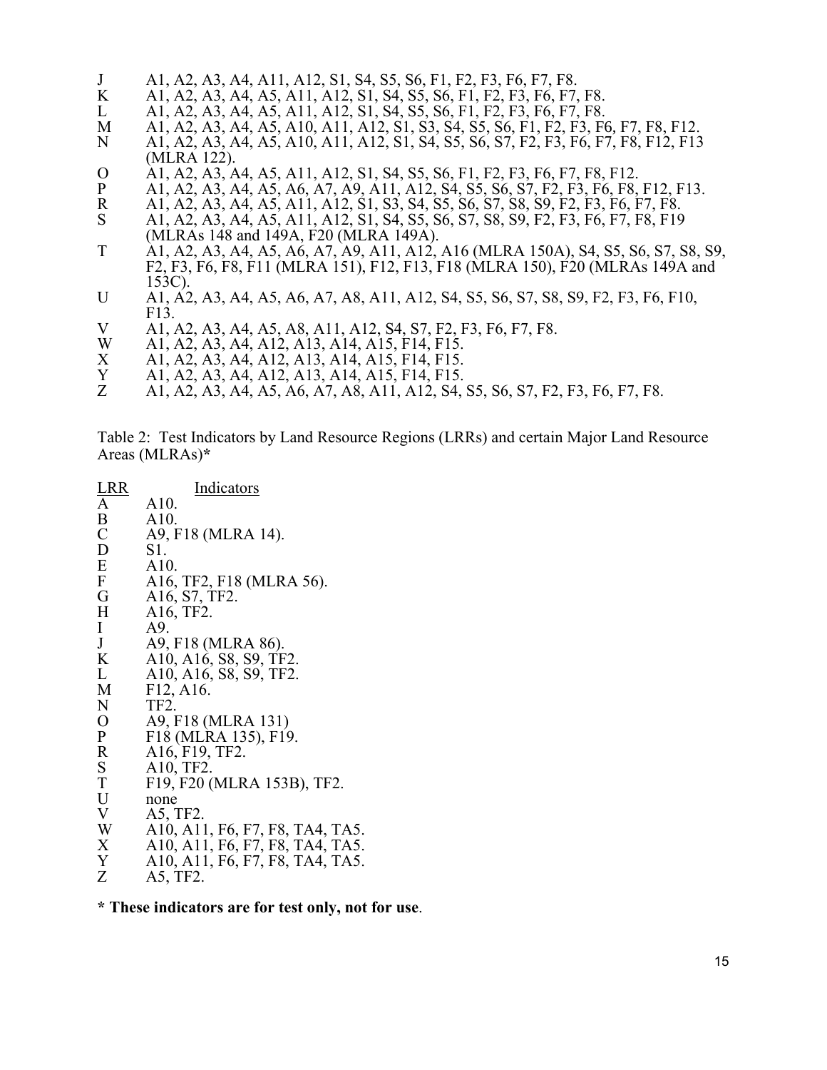| | |
|---|---|
| J | A1, A2, A3, A4, A11, A12, S1, S4, S5, S6, F1, F2, F3, F6, F7, F8. |
| K | A1, A2, A3, A4, A5, A11, A12, S1, S4, S5, S6, F1, F2, F3, F6, F7, F8. |
| L | A1, A2, A3, A4, A5, A11, A12, S1, S4, S5, S6, F1, F2, F3, F6, F7, F8. |
| M | A1, A2, A3, A4, A5, A10, A11, A12, S1, S3, S4, S5, S6, F1, F2, F3, F6, F7, F8, F12. |
| N | A1, A2, A3, A4, A5, A10, A11, A12, S1, S4, S5, S6, S7, F2, F3, F6, F7, F8, F12, F13 (MLRA 122). |
| O | A1, A2, A3, A4, A5, A11, A12, S1, S4, S5, S6, F1, F2, F3, F6, F7, F8, F12. |
| P | A1, A2, A3, A4, A5, A6, A7, A9, A11, A12, S4, S5, S6, S7, F2, F3, F6, F8, F12, F13. |
| R | A1, A2, A3, A4, A5, A11, A12, S1, S3, S4, S5, S6, S7, S8, S9, F2, F3, F6, F7, F8. |
| S | A1, A2, A3, A4, A5, A11, A12, S1, S4, S5, S6, S7, S8, S9, F2, F3, F6, F7, F8, F19 (MLRAs 148 and 149A, F20 (MLRA 149A). |
| T | A1, A2, A3, A4, A5, A6, A7, A9, A11, A12, A16 (MLRA 150A), S4, S5, S6, S7, S8, S9, F2, F3, F6, F8, F11 (MLRA 151), F12, F13, F18 (MLRA 150), F20 (MLRAs 149A and 153C). |
| U | A1, A2, A3, A4, A5, A6, A7, A8, A11, A12, S4, S5, S6, S7, S8, S9, F2, F3, F6, F10, F13. |
| V | A1, A2, A3, A4, A5, A8, A11, A12, S4, S7, F2, F3, F6, F7, F8. |
| W | A1, A2, A3, A4, A12, A13, A14, A15, F14, F15. |
| X | A1, A2, A3, A4, A12, A13, A14, A15, F14, F15. |
| Y | A1, A2, A3, A4, A12, A13, A14, A15, F14, F15. |
| Z | A1, A2, A3, A4, A5, A6, A7, A8, A11, A12, S4, S5, S6, S7, F2, F3, F6, F7, F8. |

Table 2: Test Indicators by Land Resource Regions (LRRs) and certain Major Land Resource Areas (MLRAs)**\***

| LRR | Indicators |
|---|---|
| A | A10. |
| B | A10. |
| C | A9, F18 (MLRA 14). |
| D | S1. |
| E | A10. |
| F | A16, TF2, F18 (MLRA 56). |
| G | A16, S7, TF2. |
| H | A16, TF2. |
| I | A9. |
| J | A9, F18 (MLRA 86). |
| K | A10, A16, S8, S9, TF2. |
| L | A10, A16, S8, S9, TF2. |
| M | F12, A16. |
| N | TF2. |
| O | A9, F18 (MLRA 131) |
| P | F18 (MLRA 135), F19. |
| R | A16, F19, TF2. |
| S | A10, TF2. |
| T | F19, F20 (MLRA 153B), TF2. |
| U | none |
| V | A5, TF2. |
| W | A10, A11, F6, F7, F8, TA4, TA5. |
| X | A10, A11, F6, F7, F8, TA4, TA5. |
| Y | A10, A11, F6, F7, F8, TA4, TA5. |
| Z | A5, TF2. |

**\* These indicators are for test only, not for use**.